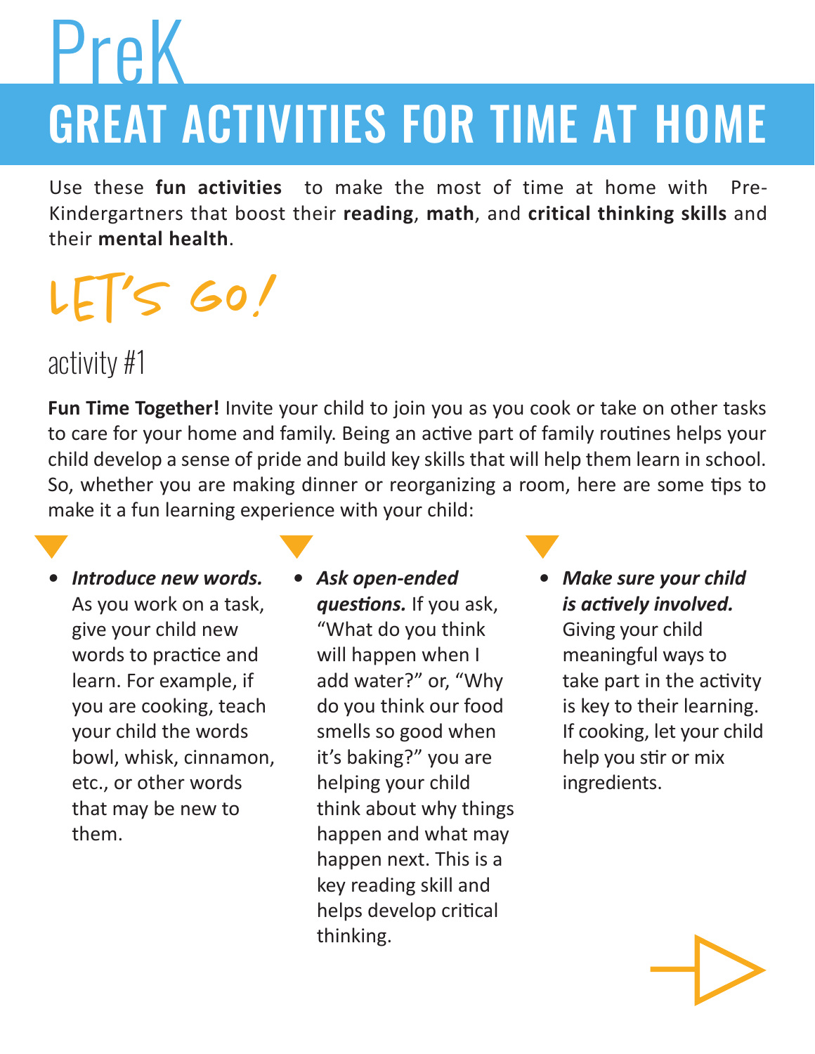# PreK

# GREAT ACTIVITIES FOR TIME AT HOME

Use these **fun activities** to make the most of time at home with Pre-Kindergartners that boost their **reading**, **math**, and **critical thinking skills** and their **mental health**.

## LET'S GO!

### activity #1

**Fun Time Together!** Invite your child to join you as you cook or take on other tasks to care for your home and family. Being an active part of family routines helps your child develop a sense of pride and build key skills that will help them learn in school. So, whether you are making dinner or reorganizing a room, here are some tips to make it a fun learning experience with your child:

- ***Introduce new words.*** As you work on a task, give your child new words to practice and learn. For example, if you are cooking, teach your child the words bowl, whisk, cinnamon, etc., or other words that may be new to them.
- ***Ask open-ended questions.*** If you ask, "What do you think will happen when I add water?" or, "Why do you think our food smells so good when it's baking?" you are helping your child think about why things happen and what may happen next. This is a key reading skill and helps develop critical thinking.
- ***Make sure your child is actively involved.*** Giving your child meaningful ways to take part in the activity is key to their learning. If cooking, let your child help you stir or mix ingredients.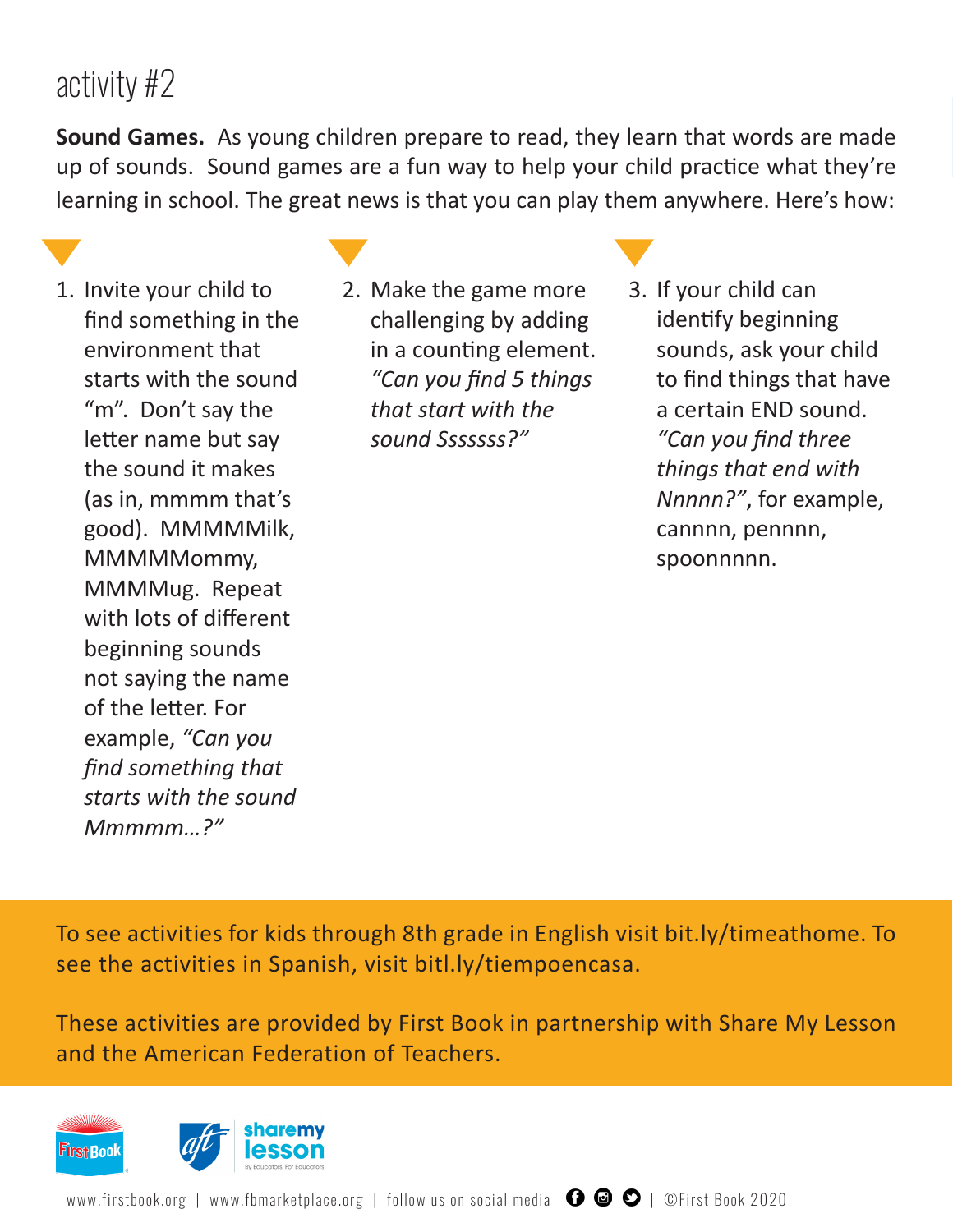# activity #2

**Sound Games.** As young children prepare to read, they learn that words are made up of sounds. Sound games are a fun way to help your child practice what they're learning in school. The great news is that you can play them anywhere. Here's how:

1. Invite your child to find something in the environment that starts with the sound "m". Don't say the letter name but say the sound it makes (as in, mmmm that's good). MMMMMilk, MMMMMommy, MMMMug. Repeat with lots of different beginning sounds not saying the name of the letter. For example, *"Can you find something that starts with the sound Mmmmm…?"*
2. Make the game more challenging by adding in a counting element. *"Can you find 5 things that start with the sound Sssssss?"*
3. If your child can identify beginning sounds, ask your child to find things that have a certain END sound. *"Can you find three things that end with Nnnnn?"*, for example, cannnn, pennnn, spoonnnnn.

To see activities for kids through 8th grade in English visit bit.ly/timeathome. To see the activities in Spanish, visit bitl.ly/tiempoencasa.

These activities are provided by First Book in partnership with Share My Lesson and the American Federation of Teachers.

www.firstbook.org | www.fbmarketplace.org | follow us on social media | ©First Book 2020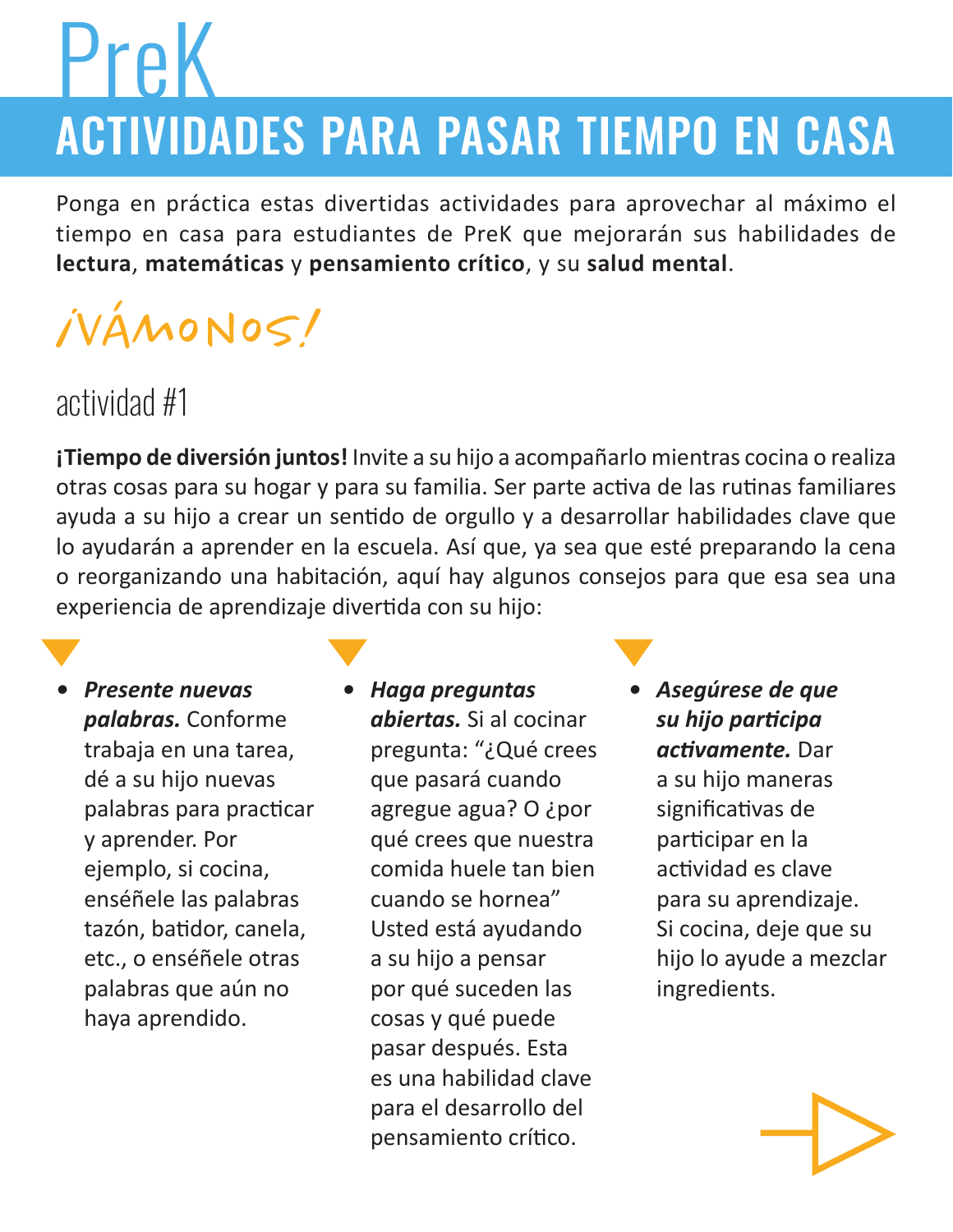# PreK

## ACTIVIDADES PARA PASAR TIEMPO EN CASA

Ponga en práctica estas divertidas actividades para aprovechar al máximo el tiempo en casa para estudiantes de PreK que mejorarán sus habilidades de **lectura**, **matemáticas** y **pensamiento crítico**, y su **salud mental**.

## ¡VÁMONOS!

### actividad #1

**¡Tiempo de diversión juntos!** Invite a su hijo a acompañarlo mientras cocina o realiza otras cosas para su hogar y para su familia. Ser parte activa de las rutinas familiares ayuda a su hijo a crear un sentido de orgullo y a desarrollar habilidades clave que lo ayudarán a aprender en la escuela. Así que, ya sea que esté preparando la cena o reorganizando una habitación, aquí hay algunos consejos para que esa sea una experiencia de aprendizaje divertida con su hijo:

- ***Presente nuevas palabras.*** Conforme trabaja en una tarea, dé a su hijo nuevas palabras para practicar y aprender. Por ejemplo, si cocina, enséñele las palabras tazón, batidor, canela, etc., o enséñele otras palabras que aún no haya aprendido.
- ***Haga preguntas abiertas.*** Si al cocinar pregunta: "¿Qué crees que pasará cuando agregue agua? O ¿por qué crees que nuestra comida huele tan bien cuando se hornea" Usted está ayudando a su hijo a pensar por qué suceden las cosas y qué puede pasar después. Esta es una habilidad clave para el desarrollo del pensamiento crítico.
- ***Asegúrese de que su hijo participa activamente.*** Dar a su hijo maneras significativas de participar en la actividad es clave para su aprendizaje. Si cocina, deje que su hijo lo ayude a mezclar ingredients.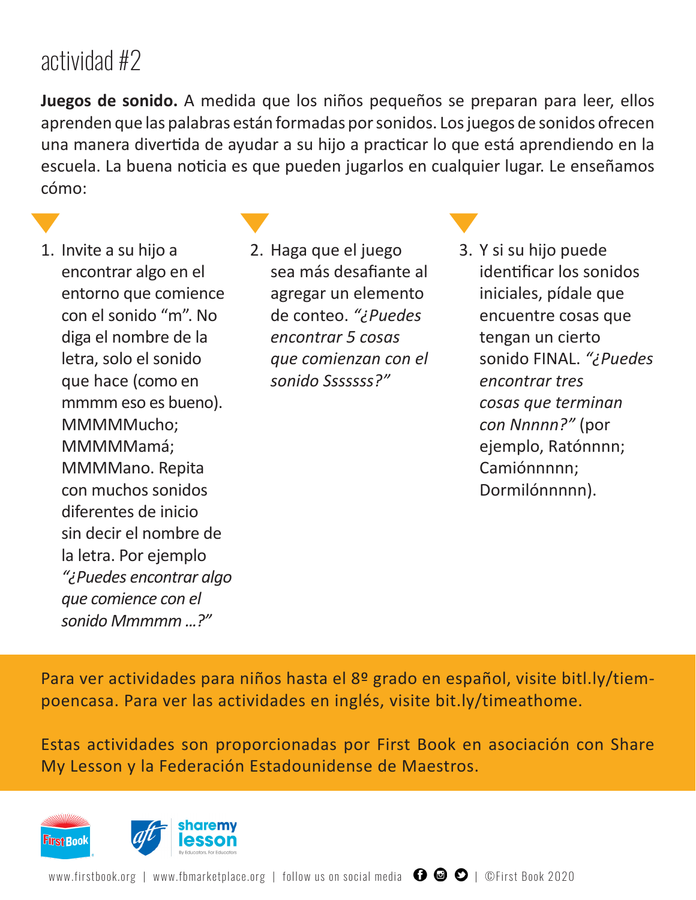# actividad #2

**Juegos de sonido.** A medida que los niños pequeños se preparan para leer, ellos aprenden que las palabras están formadas por sonidos. Los juegos de sonidos ofrecen una manera divertida de ayudar a su hijo a practicar lo que está aprendiendo en la escuela. La buena noticia es que pueden jugarlos en cualquier lugar. Le enseñamos cómo:

1. Invite a su hijo a encontrar algo en el entorno que comience con el sonido "m". No diga el nombre de la letra, solo el sonido que hace (como en mmmm eso es bueno). MMMMMucho; MMMMMamá; MMMMano. Repita con muchos sonidos diferentes de inicio sin decir el nombre de la letra. Por ejemplo *"¿Puedes encontrar algo que comience con el sonido Mmmmm ...?"*
2. Haga que el juego sea más desafiante al agregar un elemento de conteo. *"¿Puedes encontrar 5 cosas que comienzan con el sonido Sssssss?"*
3. Y si su hijo puede identificar los sonidos iniciales, pídale que encuentre cosas que tengan un cierto sonido FINAL. *"¿Puedes encontrar tres cosas que terminan con Nnnnn?"* (por ejemplo, Ratónnnn; Camiónnnnn; Dormilónnnnn).

Para ver actividades para niños hasta el 8º grado en español, visite bitl.ly/tiempoencasa. Para ver las actividades en inglés, visite bit.ly/timeathome.

Estas actividades son proporcionadas por First Book en asociación con Share My Lesson y la Federación Estadounidense de Maestros.

First Book | aft | share my lesson — By Educators, For Educators

www.firstbook.org | www.fbmarketplace.org | follow us on social media | ©First Book 2020